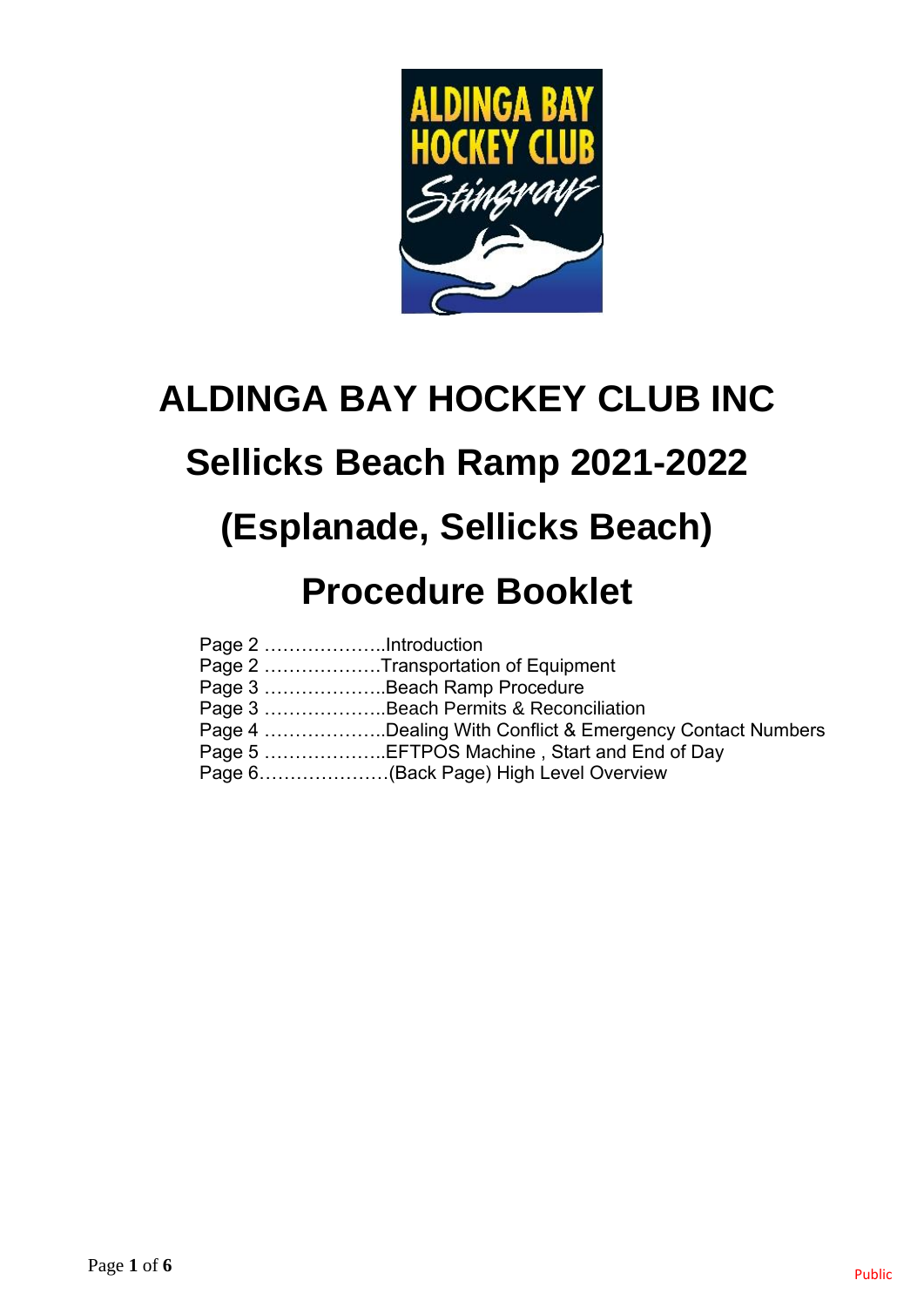# ALDINGA BAY HOCKEY CLUB INC

# Sellicks Beach Ramp 2021-2022

# (Esplanade, Sellicks Beach)

# Procedure Booklet

Page 2 ………………..Introduction
Page 2 ……………….Transportation of Equipment
Page 3 ………………..Beach Ramp Procedure
Page 3 ………………..Beach Permits & Reconciliation
Page 4 ………………..Dealing With Conflict & Emergency Contact Numbers
Page 5 ………………..EFTPOS Machine , Start and End of Day
Page 6…………………(Back Page) High Level Overview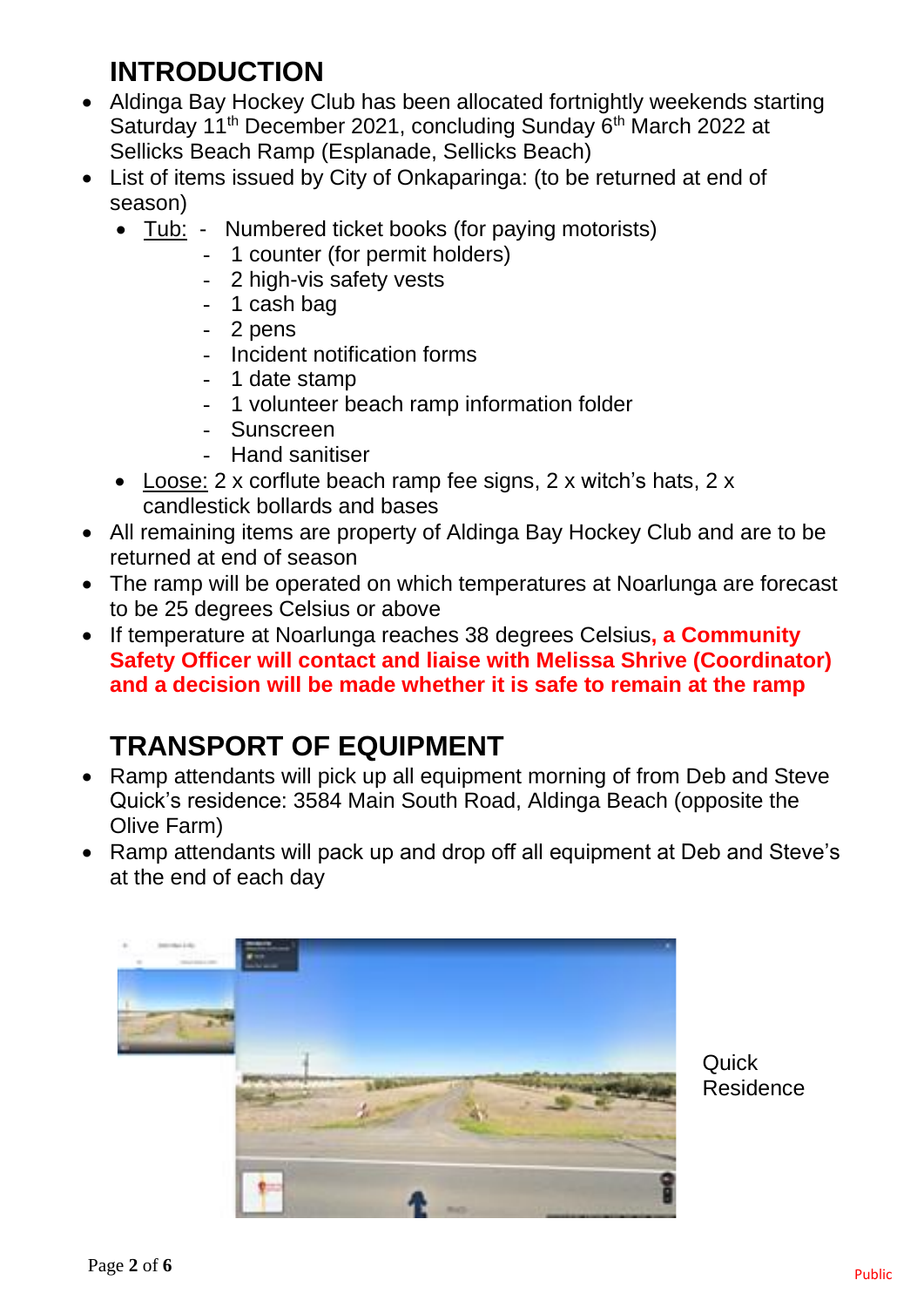# INTRODUCTION

- Aldinga Bay Hockey Club has been allocated fortnightly weekends starting Saturday 11th December 2021, concluding Sunday 6th March 2022 at Sellicks Beach Ramp (Esplanade, Sellicks Beach)
- List of items issued by City of Onkaparinga: (to be returned at end of season)
  - Tub:
    - Numbered ticket books (for paying motorists)
    - 1 counter (for permit holders)
    - 2 high-vis safety vests
    - 1 cash bag
    - 2 pens
    - Incident notification forms
    - 1 date stamp
    - 1 volunteer beach ramp information folder
    - Sunscreen
    - Hand sanitiser
  - Loose: 2 x corflute beach ramp fee signs, 2 x witch's hats, 2 x candlestick bollards and bases
- All remaining items are property of Aldinga Bay Hockey Club and are to be returned at end of season
- The ramp will be operated on which temperatures at Noarlunga are forecast to be 25 degrees Celsius or above
- If temperature at Noarlunga reaches 38 degrees Celsius**, a Community Safety Officer will contact and liaise with Melissa Shrive (Coordinator) and a decision will be made whether it is safe to remain at the ramp**

# TRANSPORT OF EQUIPMENT

- Ramp attendants will pick up all equipment morning of from Deb and Steve Quick's residence: 3584 Main South Road, Aldinga Beach (opposite the Olive Farm)
- Ramp attendants will pack up and drop off all equipment at Deb and Steve's at the end of each day

Quick Residence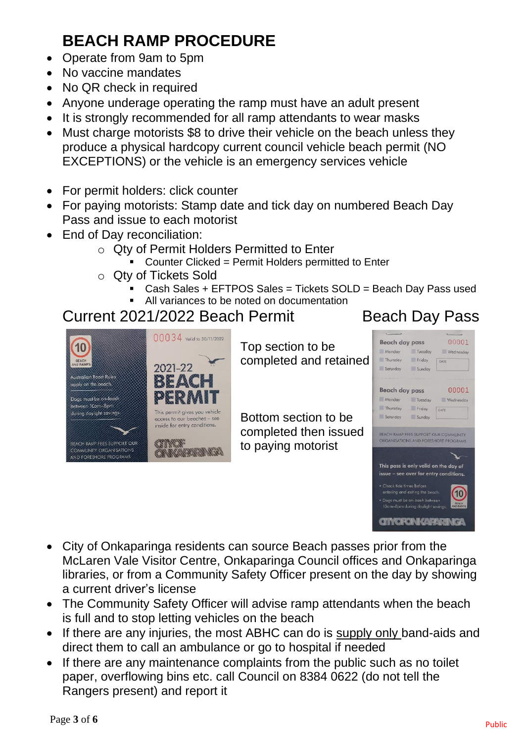# BEACH RAMP PROCEDURE

- Operate from 9am to 5pm
- No vaccine mandates
- No QR check in required
- Anyone underage operating the ramp must have an adult present
- It is strongly recommended for all ramp attendants to wear masks
- Must charge motorists $8 to drive their vehicle on the beach unless they produce a physical hardcopy current council vehicle beach permit (NO EXCEPTIONS) or the vehicle is an emergency services vehicle

- For permit holders: click counter
- For paying motorists: Stamp date and tick day on numbered Beach Day Pass and issue to each motorist
- End of Day reconciliation:
  - Qty of Permit Holders Permitted to Enter
    - Counter Clicked = Permit Holders permitted to Enter
  - Qty of Tickets Sold
    - Cash Sales + EFTPOS Sales = Tickets SOLD = Beach Day Pass used
    - All variances to be noted on documentation

## Current 2021/2022 Beach Permit

## Beach Day Pass

Top section to be completed and retained

Bottom section to be completed then issued to paying motorist

- City of Onkaparinga residents can source Beach passes prior from the McLaren Vale Visitor Centre, Onkaparinga Council offices and Onkaparinga libraries, or from a Community Safety Officer present on the day by showing a current driver's license
- The Community Safety Officer will advise ramp attendants when the beach is full and to stop letting vehicles on the beach
- If there are any injuries, the most ABHC can do is <u>supply only</u> band-aids and direct them to call an ambulance or go to hospital if needed
- If there are any maintenance complaints from the public such as no toilet paper, overflowing bins etc. call Council on 8384 0622 (do not tell the Rangers present) and report it

Public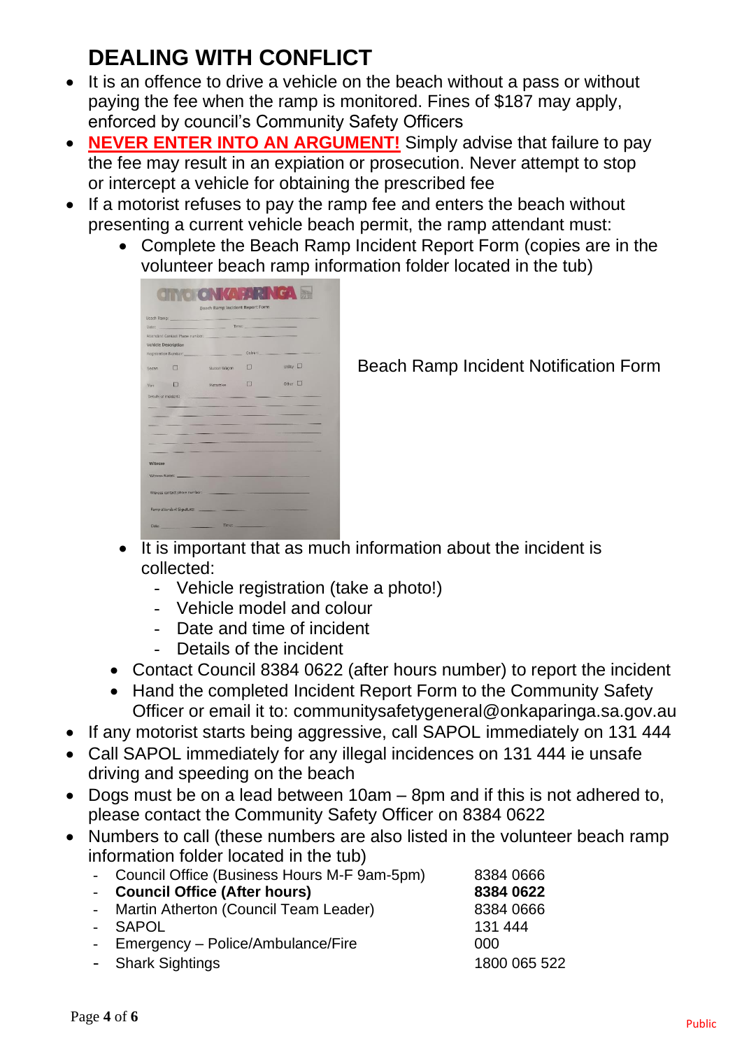# DEALING WITH CONFLICT

- It is an offence to drive a vehicle on the beach without a pass or without paying the fee when the ramp is monitored. Fines of $187 may apply, enforced by council's Community Safety Officers
- **NEVER ENTER INTO AN ARGUMENT!** Simply advise that failure to pay the fee may result in an expiation or prosecution. Never attempt to stop or intercept a vehicle for obtaining the prescribed fee
- If a motorist refuses to pay the ramp fee and enters the beach without presenting a current vehicle beach permit, the ramp attendant must:
  - Complete the Beach Ramp Incident Report Form (copies are in the volunteer beach ramp information folder located in the tub)

Beach Ramp Incident Notification Form

  - It is important that as much information about the incident is collected:
    - Vehicle registration (take a photo!)
    - Vehicle model and colour
    - Date and time of incident
    - Details of the incident
  - Contact Council 8384 0622 (after hours number) to report the incident
  - Hand the completed Incident Report Form to the Community Safety Officer or email it to: communitysafetygeneral@onkaparinga.sa.gov.au
- If any motorist starts being aggressive, call SAPOL immediately on 131 444
- Call SAPOL immediately for any illegal incidences on 131 444 ie unsafe driving and speeding on the beach
- Dogs must be on a lead between 10am – 8pm and if this is not adhered to, please contact the Community Safety Officer on 8384 0622
- Numbers to call (these numbers are also listed in the volunteer beach ramp information folder located in the tub)
  - Council Office (Business Hours M-F 9am-5pm) — 8384 0666
  - **Council Office (After hours)** — **8384 0622**
  - Martin Atherton (Council Team Leader) — 8384 0666
  - SAPOL — 131 444
  - Emergency – Police/Ambulance/Fire — 000
  - Shark Sightings — 1800 065 522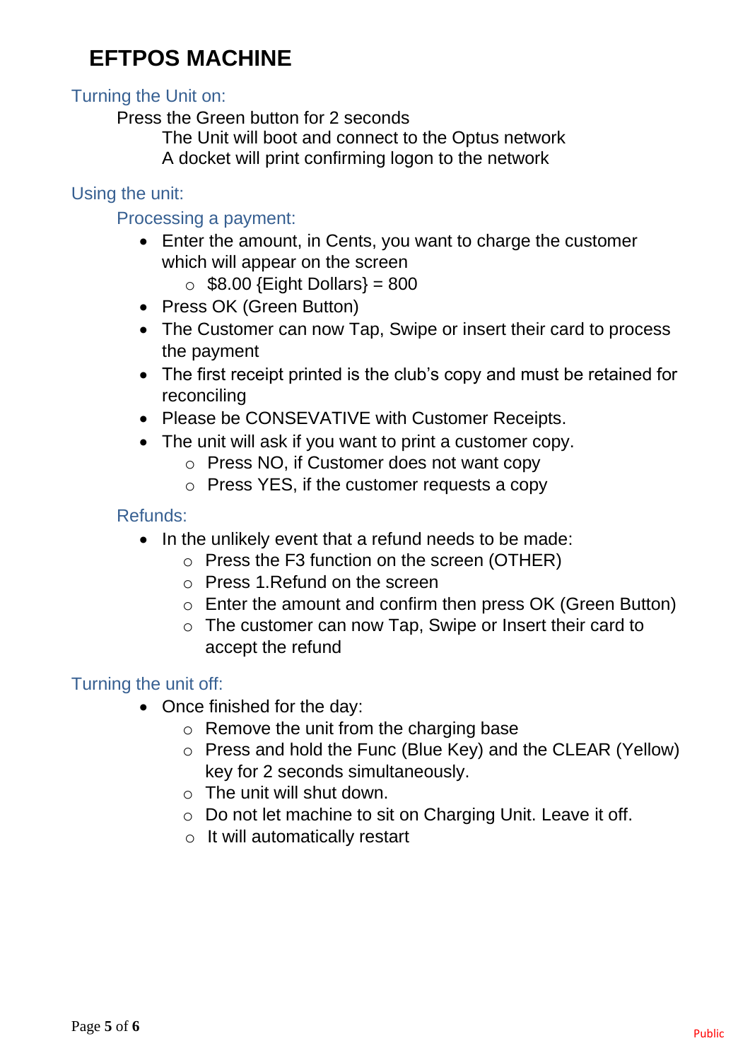# EFTPOS MACHINE

## Turning the Unit on:

Press the Green button for 2 seconds

The Unit will boot and connect to the Optus network

A docket will print confirming logon to the network

## Using the unit:

### Processing a payment:

- Enter the amount, in Cents, you want to charge the customer which will appear on the screen
  - $8.00 {Eight Dollars} = 800
- Press OK (Green Button)
- The Customer can now Tap, Swipe or insert their card to process the payment
- The first receipt printed is the club's copy and must be retained for reconciling
- Please be CONSEVATIVE with Customer Receipts.
- The unit will ask if you want to print a customer copy.
  - Press NO, if Customer does not want copy
  - Press YES, if the customer requests a copy

### Refunds:

- In the unlikely event that a refund needs to be made:
  - Press the F3 function on the screen (OTHER)
  - Press 1.Refund on the screen
  - Enter the amount and confirm then press OK (Green Button)
  - The customer can now Tap, Swipe or Insert their card to accept the refund

## Turning the unit off:

- Once finished for the day:
  - Remove the unit from the charging base
  - Press and hold the Func (Blue Key) and the CLEAR (Yellow) key for 2 seconds simultaneously.
  - The unit will shut down.
  - Do not let machine to sit on Charging Unit. Leave it off.
  - It will automatically restart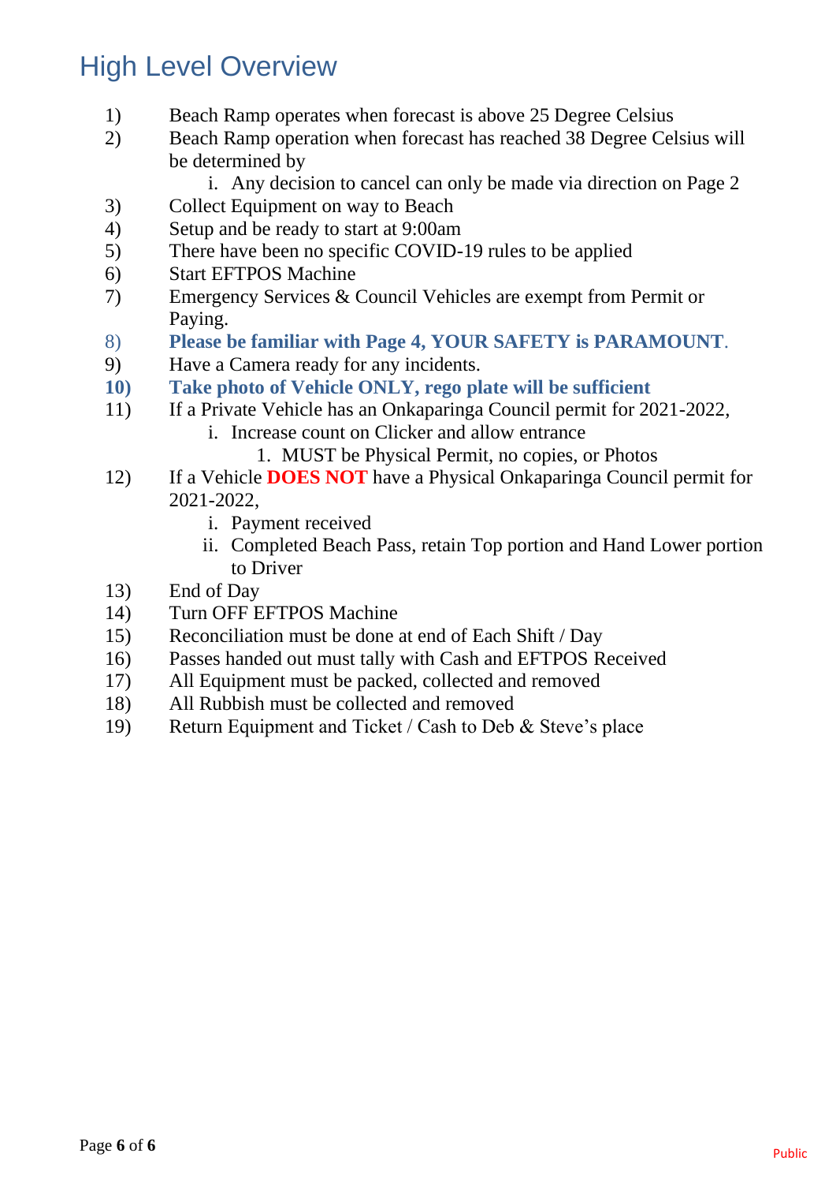## High Level Overview

1) Beach Ramp operates when forecast is above 25 Degree Celsius
2) Beach Ramp operation when forecast has reached 38 Degree Celsius will be determined by
    i. Any decision to cancel can only be made via direction on Page 2
3) Collect Equipment on way to Beach
4) Setup and be ready to start at 9:00am
5) There have been no specific COVID-19 rules to be applied
6) Start EFTPOS Machine
7) Emergency Services & Council Vehicles are exempt from Permit or Paying.
8) **Please be familiar with Page 4, YOUR SAFETY is PARAMOUNT**.
9) Have a Camera ready for any incidents.
10) **Take photo of Vehicle ONLY, rego plate will be sufficient**
11) If a Private Vehicle has an Onkaparinga Council permit for 2021-2022,
    i. Increase count on Clicker and allow entrance
        1. MUST be Physical Permit, no copies, or Photos
12) If a Vehicle **DOES NOT** have a Physical Onkaparinga Council permit for 2021-2022,
    i. Payment received
    ii. Completed Beach Pass, retain Top portion and Hand Lower portion to Driver
13) End of Day
14) Turn OFF EFTPOS Machine
15) Reconciliation must be done at end of Each Shift / Day
16) Passes handed out must tally with Cash and EFTPOS Received
17) All Equipment must be packed, collected and removed
18) All Rubbish must be collected and removed
19) Return Equipment and Ticket / Cash to Deb & Steve's place